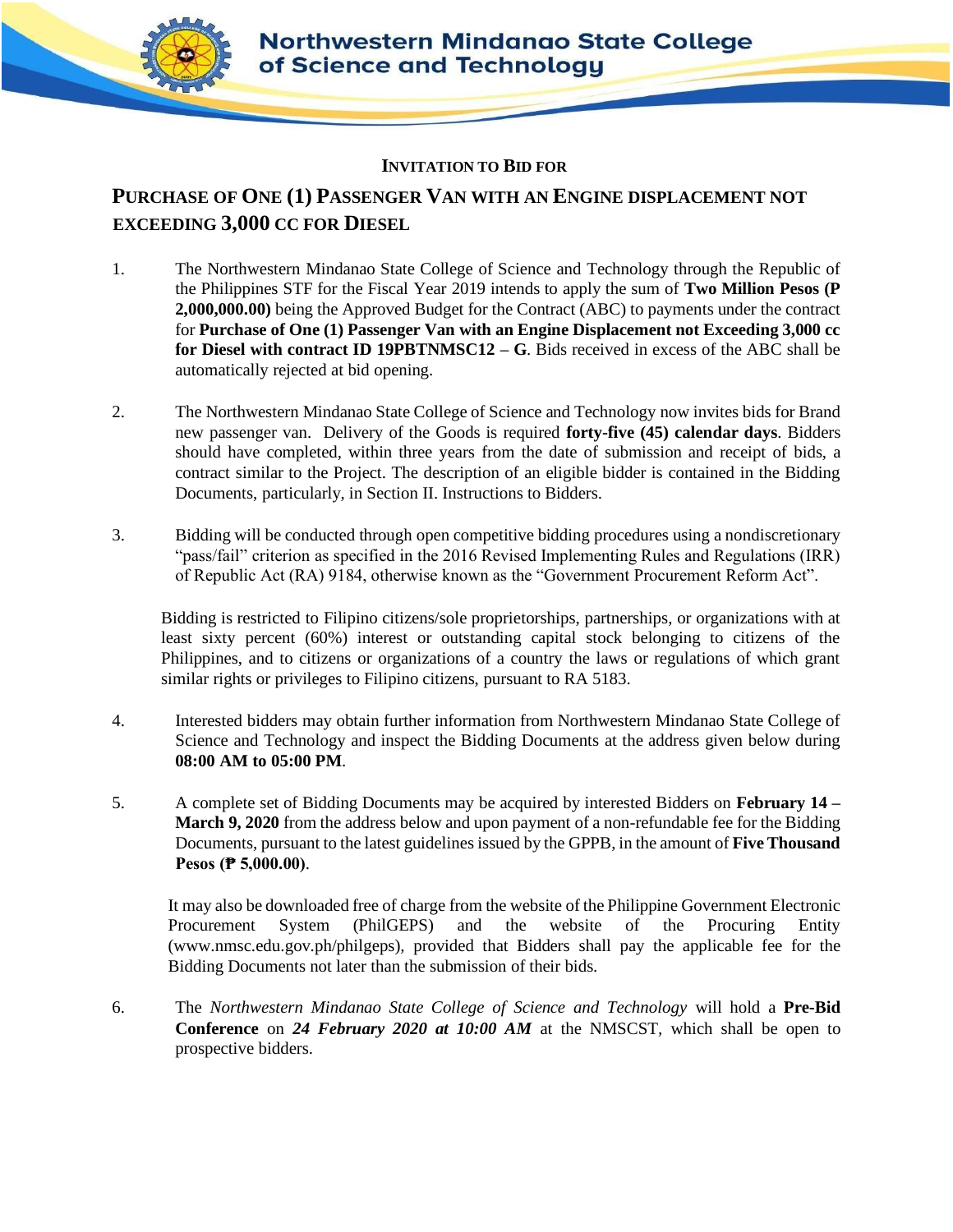Northwestern Mindanao State College of Science and Technology

**INVITATION TO BID FOR**

## PURCHASE OF ONE (1) PASSENGER VAN WITH AN ENGINE DISPLACEMENT NOT EXCEEDING 3,000 CC FOR DIESEL

1. The Northwestern Mindanao State College of Science and Technology through the Republic of the Philippines STF for the Fiscal Year 2019 intends to apply the sum of **Two Million Pesos (P 2,000,000.00)** being the Approved Budget for the Contract (ABC) to payments under the contract for **Purchase of One (1) Passenger Van with an Engine Displacement not Exceeding 3,000 cc for Diesel with contract ID 19PBTNMSC12 – G**. Bids received in excess of the ABC shall be automatically rejected at bid opening.

2. The Northwestern Mindanao State College of Science and Technology now invites bids for Brand new passenger van. Delivery of the Goods is required **forty-five (45) calendar days**. Bidders should have completed, within three years from the date of submission and receipt of bids, a contract similar to the Project. The description of an eligible bidder is contained in the Bidding Documents, particularly, in Section II. Instructions to Bidders.

3. Bidding will be conducted through open competitive bidding procedures using a nondiscretionary "pass/fail" criterion as specified in the 2016 Revised Implementing Rules and Regulations (IRR) of Republic Act (RA) 9184, otherwise known as the "Government Procurement Reform Act".

   Bidding is restricted to Filipino citizens/sole proprietorships, partnerships, or organizations with at least sixty percent (60%) interest or outstanding capital stock belonging to citizens of the Philippines, and to citizens or organizations of a country the laws or regulations of which grant similar rights or privileges to Filipino citizens, pursuant to RA 5183.

4. Interested bidders may obtain further information from Northwestern Mindanao State College of Science and Technology and inspect the Bidding Documents at the address given below during **08:00 AM to 05:00 PM**.

5. A complete set of Bidding Documents may be acquired by interested Bidders on **February 14 – March 9, 2020** from the address below and upon payment of a non-refundable fee for the Bidding Documents, pursuant to the latest guidelines issued by the GPPB, in the amount of **Five Thousand Pesos (₱ 5,000.00)**.

   It may also be downloaded free of charge from the website of the Philippine Government Electronic Procurement System (PhilGEPS) and the website of the Procuring Entity (www.nmsc.edu.gov.ph/philgeps), provided that Bidders shall pay the applicable fee for the Bidding Documents not later than the submission of their bids.

6. The *Northwestern Mindanao State College of Science and Technology* will hold a **Pre-Bid Conference** on ***24 February 2020 at 10:00 AM*** at the NMSCST, which shall be open to prospective bidders.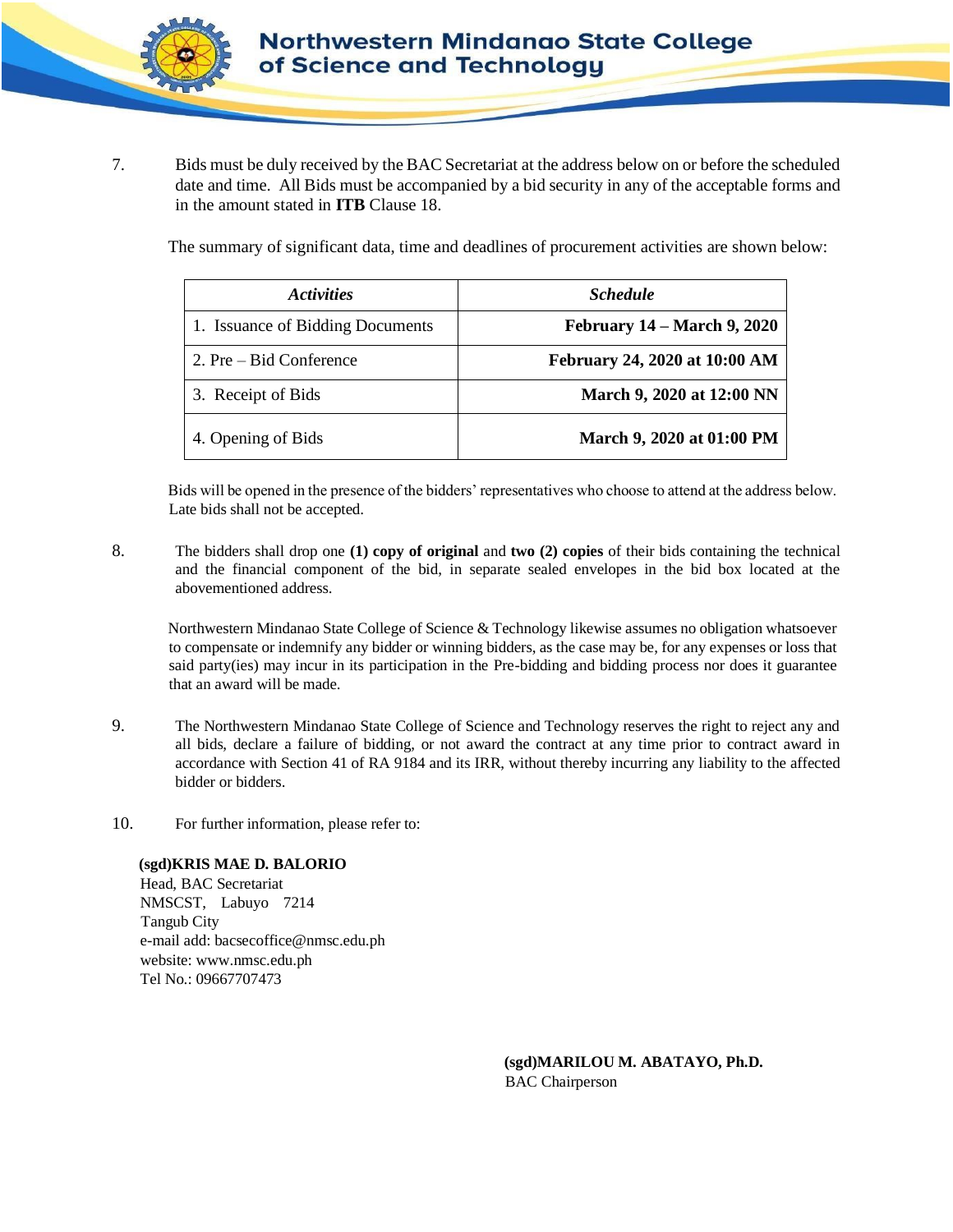7. Bids must be duly received by the BAC Secretariat at the address below on or before the scheduled date and time. All Bids must be accompanied by a bid security in any of the acceptable forms and in the amount stated in **ITB** Clause 18.

The summary of significant data, time and deadlines of procurement activities are shown below:

| *Activities* | *Schedule* |
|---|---|
| 1. Issuance of Bidding Documents | **February 14 – March 9, 2020** |
| 2. Pre – Bid Conference | **February 24, 2020 at 10:00 AM** |
| 3. Receipt of Bids | **March 9, 2020 at 12:00 NN** |
| 4. Opening of Bids | **March 9, 2020 at 01:00 PM** |

Bids will be opened in the presence of the bidders' representatives who choose to attend at the address below. Late bids shall not be accepted.

8. The bidders shall drop one **(1) copy of original** and **two (2) copies** of their bids containing the technical and the financial component of the bid, in separate sealed envelopes in the bid box located at the abovementioned address.

Northwestern Mindanao State College of Science & Technology likewise assumes no obligation whatsoever to compensate or indemnify any bidder or winning bidders, as the case may be, for any expenses or loss that said party(ies) may incur in its participation in the Pre-bidding and bidding process nor does it guarantee that an award will be made.

9. The Northwestern Mindanao State College of Science and Technology reserves the right to reject any and all bids, declare a failure of bidding, or not award the contract at any time prior to contract award in accordance with Section 41 of RA 9184 and its IRR, without thereby incurring any liability to the affected bidder or bidders.

10. For further information, please refer to:

**(sgd)KRIS MAE D. BALORIO**
Head, BAC Secretariat
NMSCST, Labuyo 7214
Tangub City
e-mail add: bacsecoffice@nmsc.edu.ph
website: www.nmsc.edu.ph
Tel No.: 09667707473

**(sgd)MARILOU M. ABATAYO, Ph.D.**
BAC Chairperson